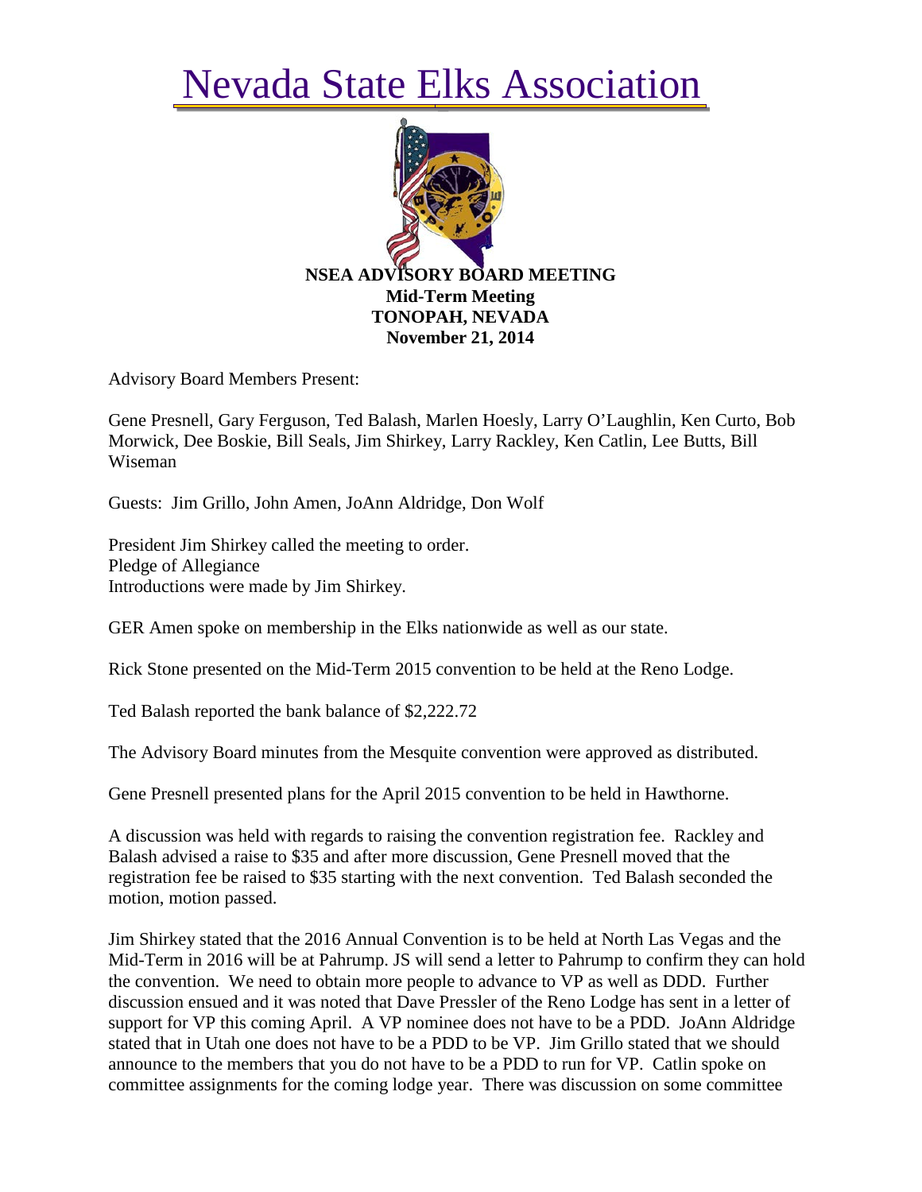# Nevada State Elks Association

**NSEA ADVISORY BOARD MEETING**
**Mid-Term Meeting**
**TONOPAH, NEVADA**
**November 21, 2014**

Advisory Board Members Present:

Gene Presnell, Gary Ferguson, Ted Balash, Marlen Hoesly, Larry O'Laughlin, Ken Curto, Bob Morwick, Dee Boskie, Bill Seals, Jim Shirkey, Larry Rackley, Ken Catlin, Lee Butts, Bill Wiseman

Guests: Jim Grillo, John Amen, JoAnn Aldridge, Don Wolf

President Jim Shirkey called the meeting to order.
Pledge of Allegiance
Introductions were made by Jim Shirkey.

GER Amen spoke on membership in the Elks nationwide as well as our state.

Rick Stone presented on the Mid-Term 2015 convention to be held at the Reno Lodge.

Ted Balash reported the bank balance of $2,222.72

The Advisory Board minutes from the Mesquite convention were approved as distributed.

Gene Presnell presented plans for the April 2015 convention to be held in Hawthorne.

A discussion was held with regards to raising the convention registration fee. Rackley and Balash advised a raise to $35 and after more discussion, Gene Presnell moved that the registration fee be raised to $35 starting with the next convention. Ted Balash seconded the motion, motion passed.

Jim Shirkey stated that the 2016 Annual Convention is to be held at North Las Vegas and the Mid-Term in 2016 will be at Pahrump. JS will send a letter to Pahrump to confirm they can hold the convention. We need to obtain more people to advance to VP as well as DDD. Further discussion ensued and it was noted that Dave Pressler of the Reno Lodge has sent in a letter of support for VP this coming April. A VP nominee does not have to be a PDD. JoAnn Aldridge stated that in Utah one does not have to be a PDD to be VP. Jim Grillo stated that we should announce to the members that you do not have to be a PDD to run for VP. Catlin spoke on committee assignments for the coming lodge year. There was discussion on some committee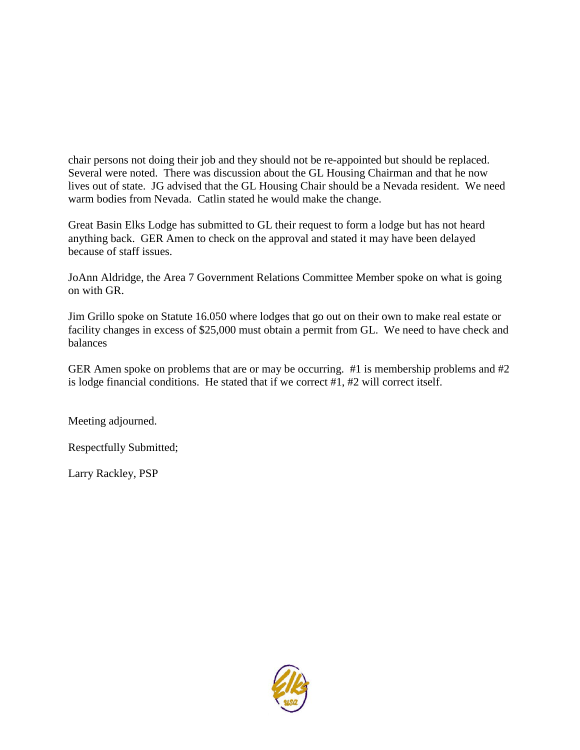chair persons not doing their job and they should not be re-appointed but should be replaced. Several were noted. There was discussion about the GL Housing Chairman and that he now lives out of state. JG advised that the GL Housing Chair should be a Nevada resident. We need warm bodies from Nevada. Catlin stated he would make the change.

Great Basin Elks Lodge has submitted to GL their request to form a lodge but has not heard anything back. GER Amen to check on the approval and stated it may have been delayed because of staff issues.

JoAnn Aldridge, the Area 7 Government Relations Committee Member spoke on what is going on with GR.

Jim Grillo spoke on Statute 16.050 where lodges that go out on their own to make real estate or facility changes in excess of $25,000 must obtain a permit from GL. We need to have check and balances

GER Amen spoke on problems that are or may be occurring. #1 is membership problems and #2 is lodge financial conditions. He stated that if we correct #1, #2 will correct itself.

Meeting adjourned.

Respectfully Submitted;

Larry Rackley, PSP